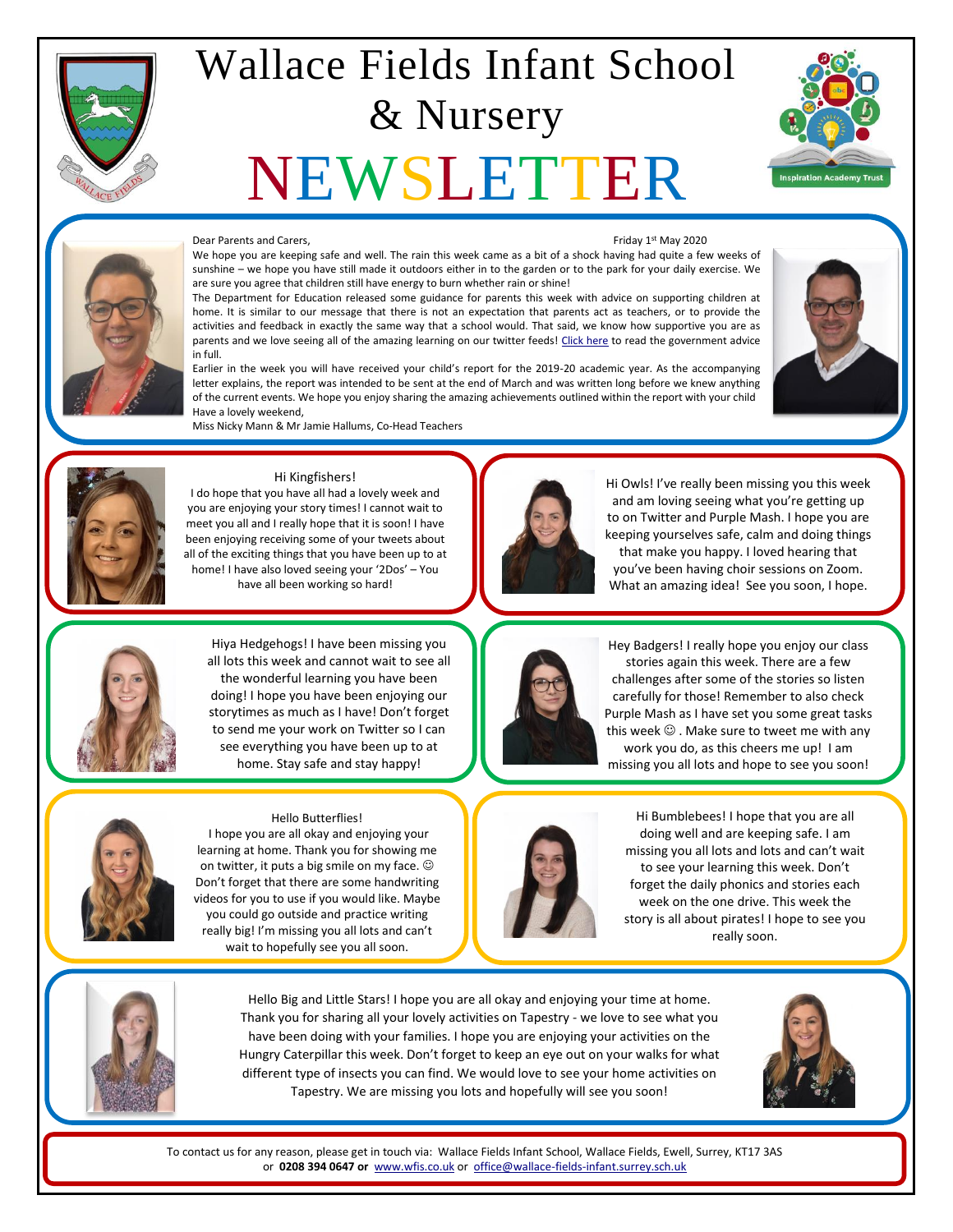# Wallace Fields Infant School & Nursery

# NEWSLETTER

Inspiration Academy Trust

Dear Parents and Carers,

Friday 1st May 2020

We hope you are keeping safe and well. The rain this week came as a bit of a shock having had quite a few weeks of sunshine – we hope you have still made it outdoors either in to the garden or to the park for your daily exercise. We are sure you agree that children still have energy to burn whether rain or shine!

The Department for Education released some guidance for parents this week with advice on supporting children at home. It is similar to our message that there is not an expectation that parents act as teachers, or to provide the activities and feedback in exactly the same way that a school would. That said, we know how supportive you are as parents and we love seeing all of the amazing learning on our twitter feeds! Click here to read the government advice in full.

Earlier in the week you will have received your child's report for the 2019-20 academic year. As the accompanying letter explains, the report was intended to be sent at the end of March and was written long before we knew anything of the current events. We hope you enjoy sharing the amazing achievements outlined within the report with your child

Have a lovely weekend,

Miss Nicky Mann & Mr Jamie Hallums, Co-Head Teachers

Hi Kingfishers!
I do hope that you have all had a lovely week and you are enjoying your story times! I cannot wait to meet you all and I really hope that it is soon! I have been enjoying receiving some of your tweets about all of the exciting things that you have been up to at home! I have also loved seeing your '2Dos' – You have all been working so hard!

Hi Owls! I've really been missing you this week and am loving seeing what you're getting up to on Twitter and Purple Mash. I hope you are keeping yourselves safe, calm and doing things that make you happy. I loved hearing that you've been having choir sessions on Zoom. What an amazing idea! See you soon, I hope.

Hiya Hedgehogs! I have been missing you all lots this week and cannot wait to see all the wonderful learning you have been doing! I hope you have been enjoying our storytimes as much as I have! Don't forget to send me your work on Twitter so I can see everything you have been up to at home. Stay safe and stay happy!

Hey Badgers! I really hope you enjoy our class stories again this week. There are a few challenges after some of the stories so listen carefully for those! Remember to also check Purple Mash as I have set you some great tasks this week ☺ . Make sure to tweet me with any work you do, as this cheers me up! I am missing you all lots and hope to see you soon!

Hello Butterflies!
I hope you are all okay and enjoying your learning at home. Thank you for showing me on twitter, it puts a big smile on my face. ☺ Don't forget that there are some handwriting videos for you to use if you would like. Maybe you could go outside and practice writing really big! I'm missing you all lots and can't wait to hopefully see you all soon.

Hi Bumblebees! I hope that you are all doing well and are keeping safe. I am missing you all lots and lots and can't wait to see your learning this week. Don't forget the daily phonics and stories each week on the one drive. This week the story is all about pirates! I hope to see you really soon.

Hello Big and Little Stars! I hope you are all okay and enjoying your time at home. Thank you for sharing all your lovely activities on Tapestry - we love to see what you have been doing with your families. I hope you are enjoying your activities on the Hungry Caterpillar this week. Don't forget to keep an eye out on your walks for what different type of insects you can find. We would love to see your home activities on Tapestry. We are missing you lots and hopefully will see you soon!

To contact us for any reason, please get in touch via: Wallace Fields Infant School, Wallace Fields, Ewell, Surrey, KT17 3AS or **0208 394 0647 or** www.wfis.co.uk or office@wallace-fields-infant.surrey.sch.uk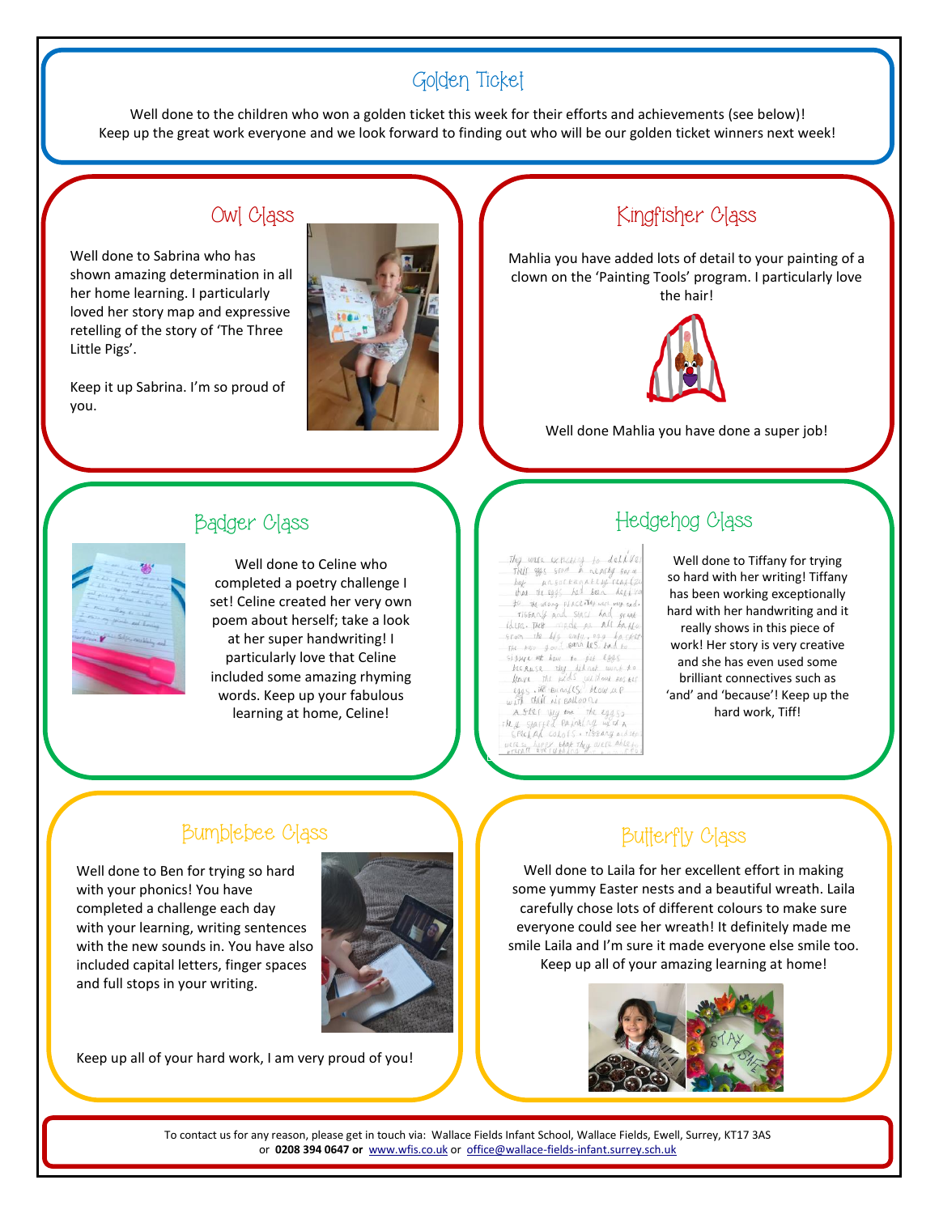## Golden Ticket

Well done to the children who won a golden ticket this week for their efforts and achievements (see below)!
Keep up the great work everyone and we look forward to finding out who will be our golden ticket winners next week!

### Owl Class

Well done to Sabrina who has shown amazing determination in all her home learning. I particularly loved her story map and expressive retelling of the story of 'The Three Little Pigs'.

Keep it up Sabrina. I'm so proud of you.

### Kingfisher Class

Mahlia you have added lots of detail to your painting of a clown on the 'Painting Tools' program. I particularly love the hair!

Well done Mahlia you have done a super job!

### Badger Class

Well done to Celine who completed a poetry challenge I set! Celine created her very own poem about herself; take a look at her super handwriting! I particularly love that Celine included some amazing rhyming words. Keep up your fabulous learning at home, Celine!

### Hedgehog Class

Well done to Tiffany for trying so hard with her writing! Tiffany has been working exceptionally hard with her handwriting and it really shows in this piece of work! Her story is very creative and she has even used some brilliant connectives such as 'and' and 'because'! Keep up the hard work, Tiff!

### Bumblebee Class

Well done to Ben for trying so hard with your phonics! You have completed a challenge each day with your learning, writing sentences with the new sounds in. You have also included capital letters, finger spaces and full stops in your writing.

Keep up all of your hard work, I am very proud of you!

### Butterfly Class

Well done to Laila for her excellent effort in making some yummy Easter nests and a beautiful wreath. Laila carefully chose lots of different colours to make sure everyone could see her wreath! It definitely made me smile Laila and I'm sure it made everyone else smile too. Keep up all of your amazing learning at home!

To contact us for any reason, please get in touch via: Wallace Fields Infant School, Wallace Fields, Ewell, Surrey, KT17 3AS
or **0208 394 0647 or** www.wfis.co.uk or office@wallace-fields-infant.surrey.sch.uk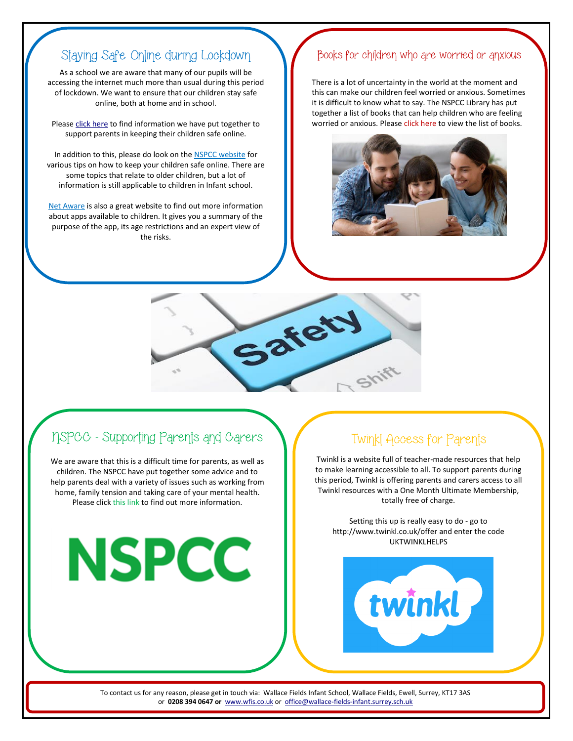## Staying Safe Online during Lockdown

As a school we are aware that many of our pupils will be accessing the internet much more than usual during this period of lockdown. We want to ensure that our children stay safe online, both at home and in school.

Please click here to find information we have put together to support parents in keeping their children safe online.

In addition to this, please do look on the NSPCC website for various tips on how to keep your children safe online. There are some topics that relate to older children, but a lot of information is still applicable to children in Infant school.

Net Aware is also a great website to find out more information about apps available to children. It gives you a summary of the purpose of the app, its age restrictions and an expert view of the risks.

## Books for children who are worried or anxious

There is a lot of uncertainty in the world at the moment and this can make our children feel worried or anxious. Sometimes it is difficult to know what to say. The NSPCC Library has put together a list of books that can help children who are feeling worried or anxious. Please click here to view the list of books.

## NSPCC - Supporting Parents and Carers

We are aware that this is a difficult time for parents, as well as children. The NSPCC have put together some advice and to help parents deal with a variety of issues such as working from home, family tension and taking care of your mental health. Please click this link to find out more information.

## Twinkl Access for Parents

Twinkl is a website full of teacher-made resources that help to make learning accessible to all. To support parents during this period, Twinkl is offering parents and carers access to all Twinkl resources with a One Month Ultimate Membership, totally free of charge.

Setting this up is really easy to do - go to http://www.twinkl.co.uk/offer and enter the code UKTWINKLHELPS

To contact us for any reason, please get in touch via: Wallace Fields Infant School, Wallace Fields, Ewell, Surrey, KT17 3AS or **0208 394 0647 or** www.wfis.co.uk or office@wallace-fields-infant.surrey.sch.uk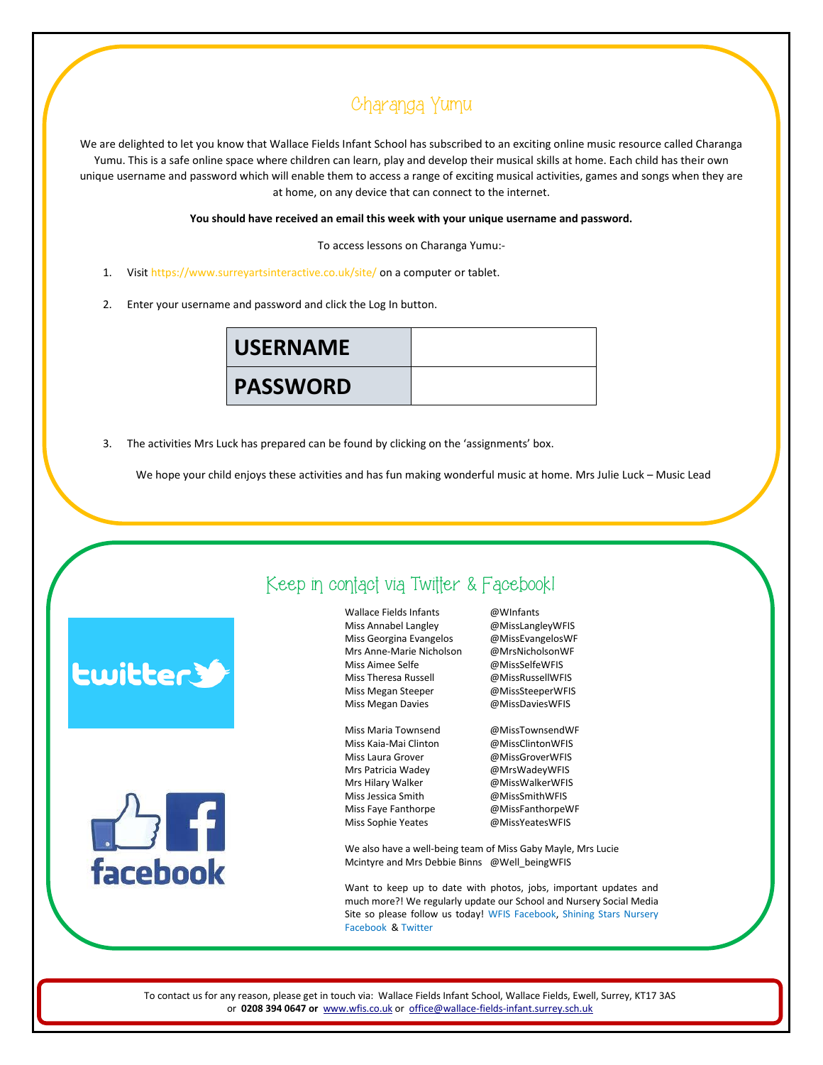## Charanga Yumu

We are delighted to let you know that Wallace Fields Infant School has subscribed to an exciting online music resource called Charanga Yumu. This is a safe online space where children can learn, play and develop their musical skills at home. Each child has their own unique username and password which will enable them to access a range of exciting musical activities, games and songs when they are at home, on any device that can connect to the internet.

**You should have received an email this week with your unique username and password.**

To access lessons on Charanga Yumu:-

1. Visit https://www.surreyartsinteractive.co.uk/site/ on a computer or tablet.
2. Enter your username and password and click the Log In button.

| | |
|---|---|
| **USERNAME** | |
| **PASSWORD** | |

3. The activities Mrs Luck has prepared can be found by clicking on the 'assignments' box.

We hope your child enjoys these activities and has fun making wonderful music at home. Mrs Julie Luck – Music Lead

## Keep in contact via Twitter & Facebook!

| | |
|---|---|
| Wallace Fields Infants | @WInfants |
| Miss Annabel Langley | @MissLangleyWFIS |
| Miss Georgina Evangelos | @MissEvangelosWF |
| Mrs Anne-Marie Nicholson | @MrsNicholsonWF |
| Miss Aimee Selfe | @MissSelfeWFIS |
| Miss Theresa Russell | @MissRussellWFIS |
| Miss Megan Steeper | @MissSteeperWFIS |
| Miss Megan Davies | @MissDaviesWFIS |
| Miss Maria Townsend | @MissTownsendWF |
| Miss Kaia-Mai Clinton | @MissClintonWFIS |
| Miss Laura Grover | @MissGroverWFIS |
| Mrs Patricia Wadey | @MrsWadeyWFIS |
| Mrs Hilary Walker | @MissWalkerWFIS |
| Miss Jessica Smith | @MissSmithWFIS |
| Miss Faye Fanthorpe | @MissFanthorpeWF |
| Miss Sophie Yeates | @MissYeatesWFIS |

We also have a well-being team of Miss Gaby Mayle, Mrs Lucie Mcintyre and Mrs Debbie Binns @Well_beingWFIS

Want to keep up to date with photos, jobs, important updates and much more?! We regularly update our School and Nursery Social Media Site so please follow us today! WFIS Facebook, Shining Stars Nursery Facebook & Twitter

To contact us for any reason, please get in touch via: Wallace Fields Infant School, Wallace Fields, Ewell, Surrey, KT17 3AS or **0208 394 0647 or** www.wfis.co.uk or office@wallace-fields-infant.surrey.sch.uk